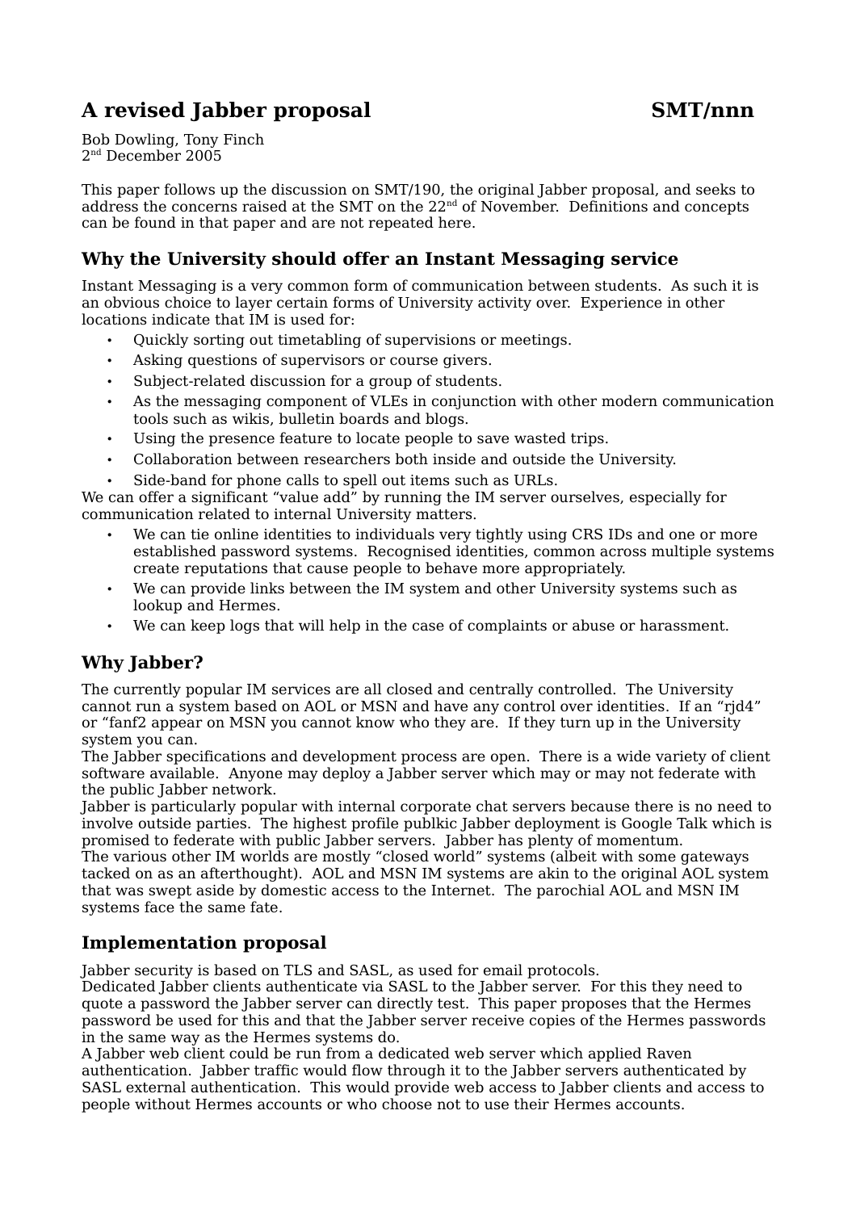# A revised Jabber proposal SMT/nnn

Bob Dowling, Tony Finch
2nd December 2005

This paper follows up the discussion on SMT/190, the original Jabber proposal, and seeks to address the concerns raised at the SMT on the 22nd of November. Definitions and concepts can be found in that paper and are not repeated here.

## Why the University should offer an Instant Messaging service

Instant Messaging is a very common form of communication between students. As such it is an obvious choice to layer certain forms of University activity over. Experience in other locations indicate that IM is used for:

- Quickly sorting out timetabling of supervisions or meetings.
- Asking questions of supervisors or course givers.
- Subject-related discussion for a group of students.
- As the messaging component of VLEs in conjunction with other modern communication tools such as wikis, bulletin boards and blogs.
- Using the presence feature to locate people to save wasted trips.
- Collaboration between researchers both inside and outside the University.
- Side-band for phone calls to spell out items such as URLs.

We can offer a significant "value add" by running the IM server ourselves, especially for communication related to internal University matters.

- We can tie online identities to individuals very tightly using CRS IDs and one or more established password systems. Recognised identities, common across multiple systems create reputations that cause people to behave more appropriately.
- We can provide links between the IM system and other University systems such as lookup and Hermes.
- We can keep logs that will help in the case of complaints or abuse or harassment.

## Why Jabber?

The currently popular IM services are all closed and centrally controlled. The University cannot run a system based on AOL or MSN and have any control over identities. If an "rjd4" or "fanf2 appear on MSN you cannot know who they are. If they turn up in the University system you can.

The Jabber specifications and development process are open. There is a wide variety of client software available. Anyone may deploy a Jabber server which may or may not federate with the public Jabber network.

Jabber is particularly popular with internal corporate chat servers because there is no need to involve outside parties. The highest profile publkic Jabber deployment is Google Talk which is promised to federate with public Jabber servers. Jabber has plenty of momentum.

The various other IM worlds are mostly "closed world" systems (albeit with some gateways tacked on as an afterthought). AOL and MSN IM systems are akin to the original AOL system that was swept aside by domestic access to the Internet. The parochial AOL and MSN IM systems face the same fate.

## Implementation proposal

Jabber security is based on TLS and SASL, as used for email protocols.

Dedicated Jabber clients authenticate via SASL to the Jabber server. For this they need to quote a password the Jabber server can directly test. This paper proposes that the Hermes password be used for this and that the Jabber server receive copies of the Hermes passwords in the same way as the Hermes systems do.

A Jabber web client could be run from a dedicated web server which applied Raven authentication. Jabber traffic would flow through it to the Jabber servers authenticated by SASL external authentication. This would provide web access to Jabber clients and access to people without Hermes accounts or who choose not to use their Hermes accounts.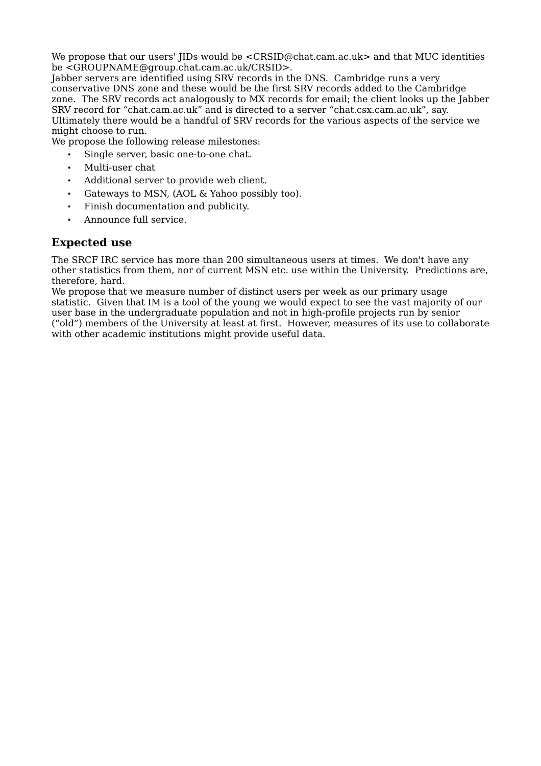We propose that our users' JIDs would be <CRSID@chat.cam.ac.uk> and that MUC identities be <GROUPNAME@group.chat.cam.ac.uk/CRSID>.

Jabber servers are identified using SRV records in the DNS. Cambridge runs a very conservative DNS zone and these would be the first SRV records added to the Cambridge zone. The SRV records act analogously to MX records for email; the client looks up the Jabber SRV record for "chat.cam.ac.uk" and is directed to a server "chat.csx.cam.ac.uk", say. Ultimately there would be a handful of SRV records for the various aspects of the service we might choose to run.

We propose the following release milestones:

- Single server, basic one-to-one chat.
- Multi-user chat
- Additional server to provide web client.
- Gateways to MSN, (AOL & Yahoo possibly too).
- Finish documentation and publicity.
- Announce full service.

## Expected use

The SRCF IRC service has more than 200 simultaneous users at times. We don't have any other statistics from them, nor of current MSN etc. use within the University. Predictions are, therefore, hard.

We propose that we measure number of distinct users per week as our primary usage statistic. Given that IM is a tool of the young we would expect to see the vast majority of our user base in the undergraduate population and not in high-profile projects run by senior ("old") members of the University at least at first. However, measures of its use to collaborate with other academic institutions might provide useful data.